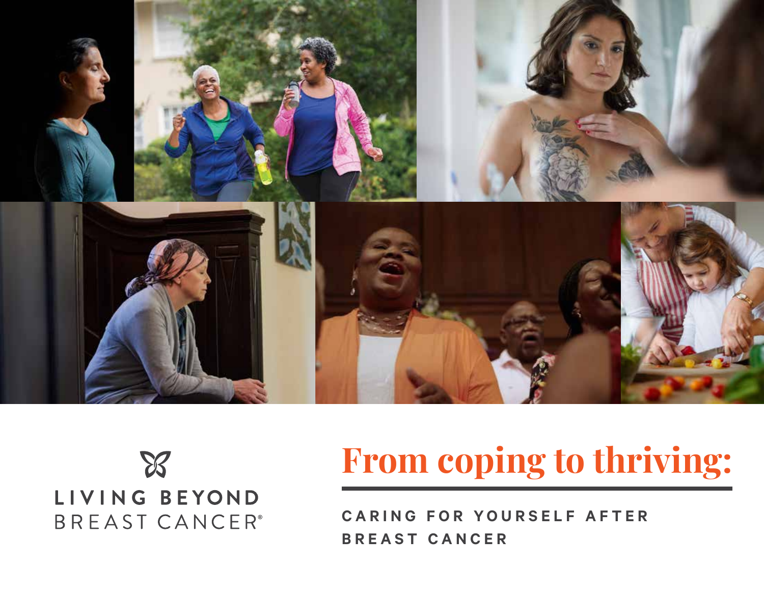LIVING BEYOND BREAST CANCER®

# From coping to thriving:

## CARING FOR YOURSELF AFTER BREAST CANCER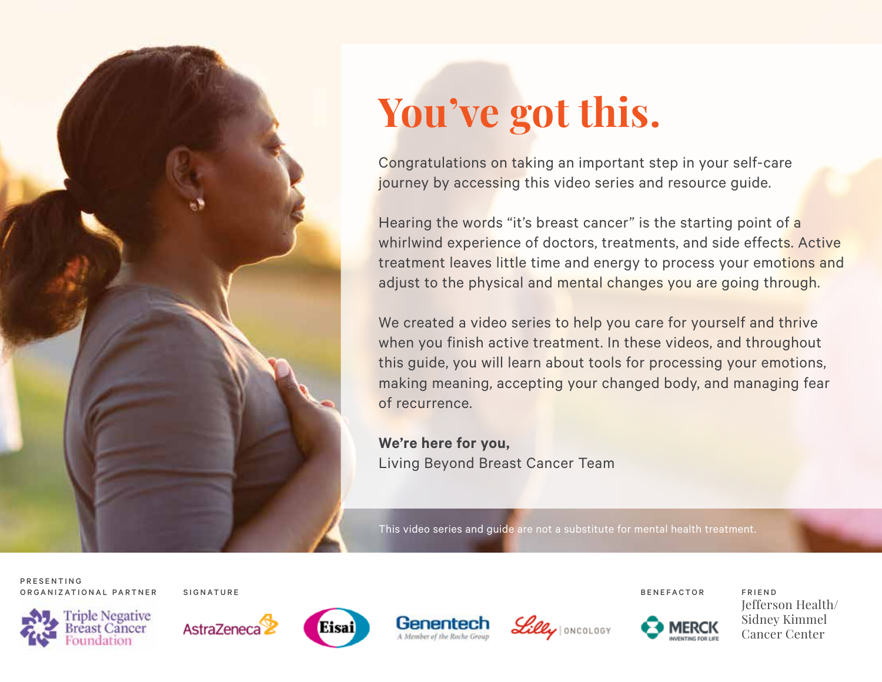# You've got this.

Congratulations on taking an important step in your self-care journey by accessing this video series and resource guide.

Hearing the words "it's breast cancer" is the starting point of a whirlwind experience of doctors, treatments, and side effects. Active treatment leaves little time and energy to process your emotions and adjust to the physical and mental changes you are going through.

We created a video series to help you care for yourself and thrive when you finish active treatment. In these videos, and throughout this guide, you will learn about tools for processing your emotions, making meaning, accepting your changed body, and managing fear of recurrence.

**We're here for you,**
Living Beyond Breast Cancer Team

This video series and guide are not a substitute for mental health treatment.

PRESENTING ORGANIZATIONAL PARTNER
Triple Negative Breast Cancer Foundation

SIGNATURE
AstraZeneca
Eisai
Genentech — A Member of the Roche Group
Lilly Oncology

BENEFACTOR
Merck — Inventing for Life

FRIEND
Jefferson Health/ Sidney Kimmel Cancer Center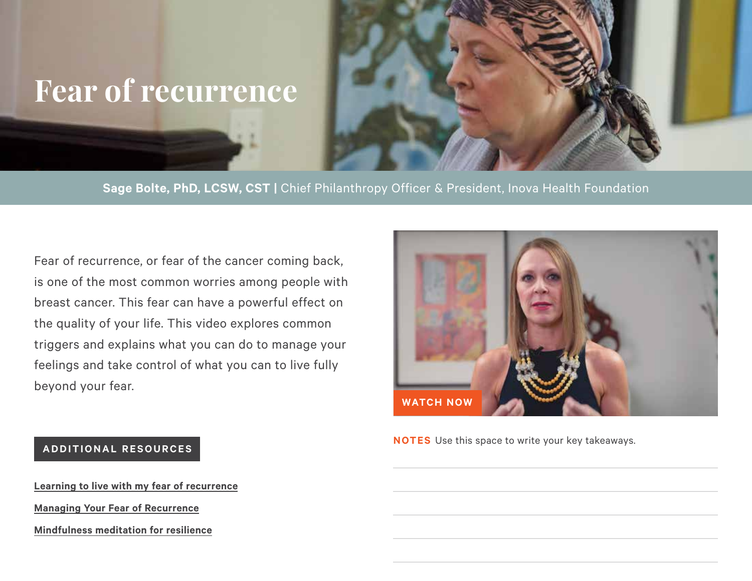# Fear of recurrence

**Sage Bolte, PhD, LCSW, CST** | Chief Philanthropy Officer & President, Inova Health Foundation

Fear of recurrence, or fear of the cancer coming back, is one of the most common worries among people with breast cancer. This fear can have a powerful effect on the quality of your life. This video explores common triggers and explains what you can do to manage your feelings and take control of what you can to live fully beyond your fear.

WATCH NOW

**ADDITIONAL RESOURCES**

- Learning to live with my fear of recurrence
- Managing Your Fear of Recurrence
- Mindfulness meditation for resilience

**NOTES** Use this space to write your key takeaways.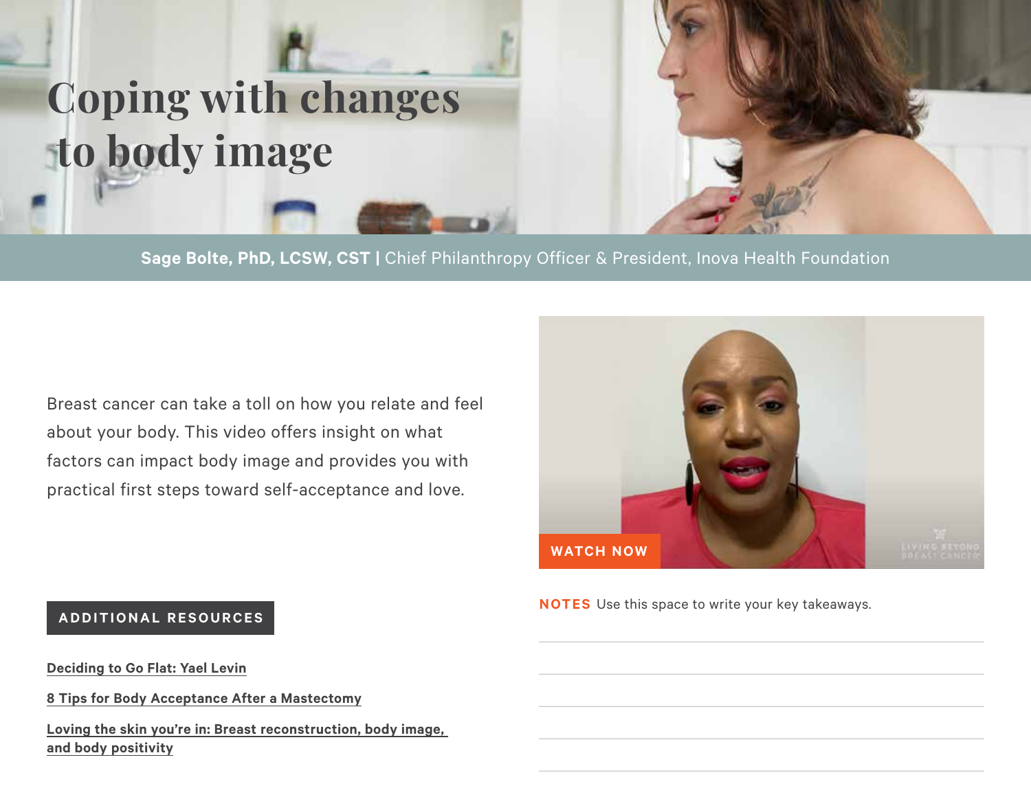# Coping with changes to body image

**Sage Bolte, PhD, LCSW, CST |** Chief Philanthropy Officer & President, Inova Health Foundation

Breast cancer can take a toll on how you relate and feel about your body. This video offers insight on what factors can impact body image and provides you with practical first steps toward self-acceptance and love.

WATCH NOW

**NOTES** Use this space to write your key takeaways.

## ADDITIONAL RESOURCES

Deciding to Go Flat: Yael Levin

8 Tips for Body Acceptance After a Mastectomy

Loving the skin you're in: Breast reconstruction, body image, and body positivity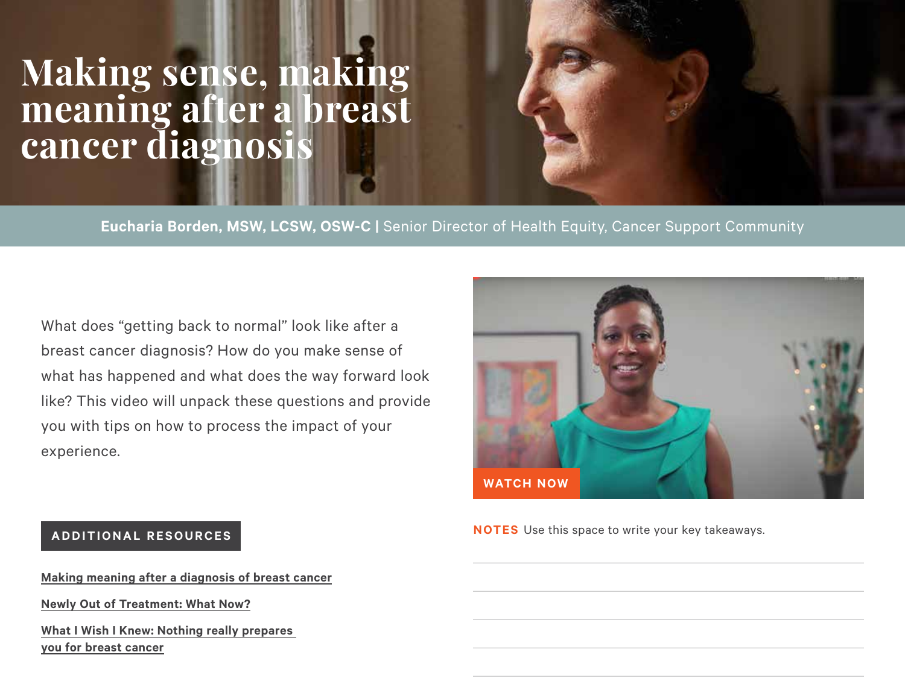# Making sense, making meaning after a breast cancer diagnosis

**Eucharia Borden, MSW, LCSW, OSW-C |** Senior Director of Health Equity, Cancer Support Community

What does "getting back to normal" look like after a breast cancer diagnosis? How do you make sense of what has happened and what does the way forward look like? This video will unpack these questions and provide you with tips on how to process the impact of your experience.

WATCH NOW

## ADDITIONAL RESOURCES

[Making meaning after a diagnosis of breast cancer]

[Newly Out of Treatment: What Now?]

[What I Wish I Knew: Nothing really prepares you for breast cancer]

**NOTES** Use this space to write your key takeaways.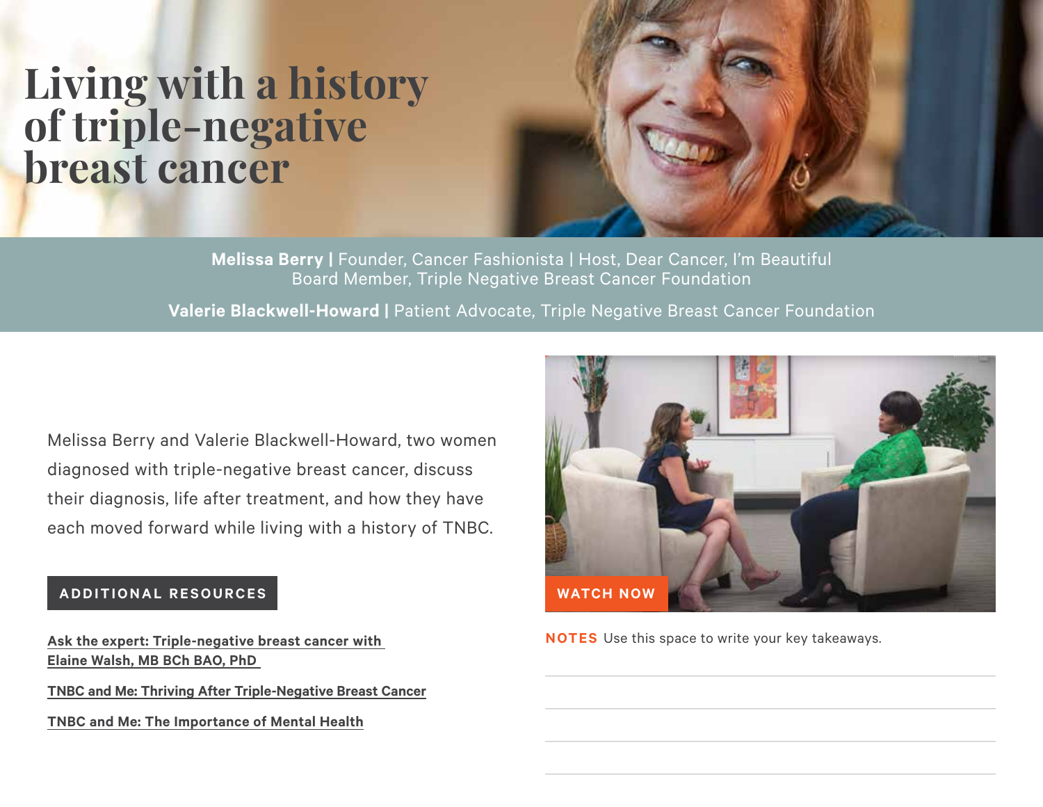# Living with a history of triple-negative breast cancer

**Melissa Berry |** Founder, Cancer Fashionista | Host, Dear Cancer, I'm Beautiful
Board Member, Triple Negative Breast Cancer Foundation

**Valerie Blackwell-Howard |** Patient Advocate, Triple Negative Breast Cancer Foundation

Melissa Berry and Valerie Blackwell-Howard, two women diagnosed with triple-negative breast cancer, discuss their diagnosis, life after treatment, and how they have each moved forward while living with a history of TNBC.

WATCH NOW

**ADDITIONAL RESOURCES**

Ask the expert: Triple-negative breast cancer with Elaine Walsh, MB BCh BAO, PhD

TNBC and Me: Thriving After Triple-Negative Breast Cancer

TNBC and Me: The Importance of Mental Health

**NOTES** Use this space to write your key takeaways.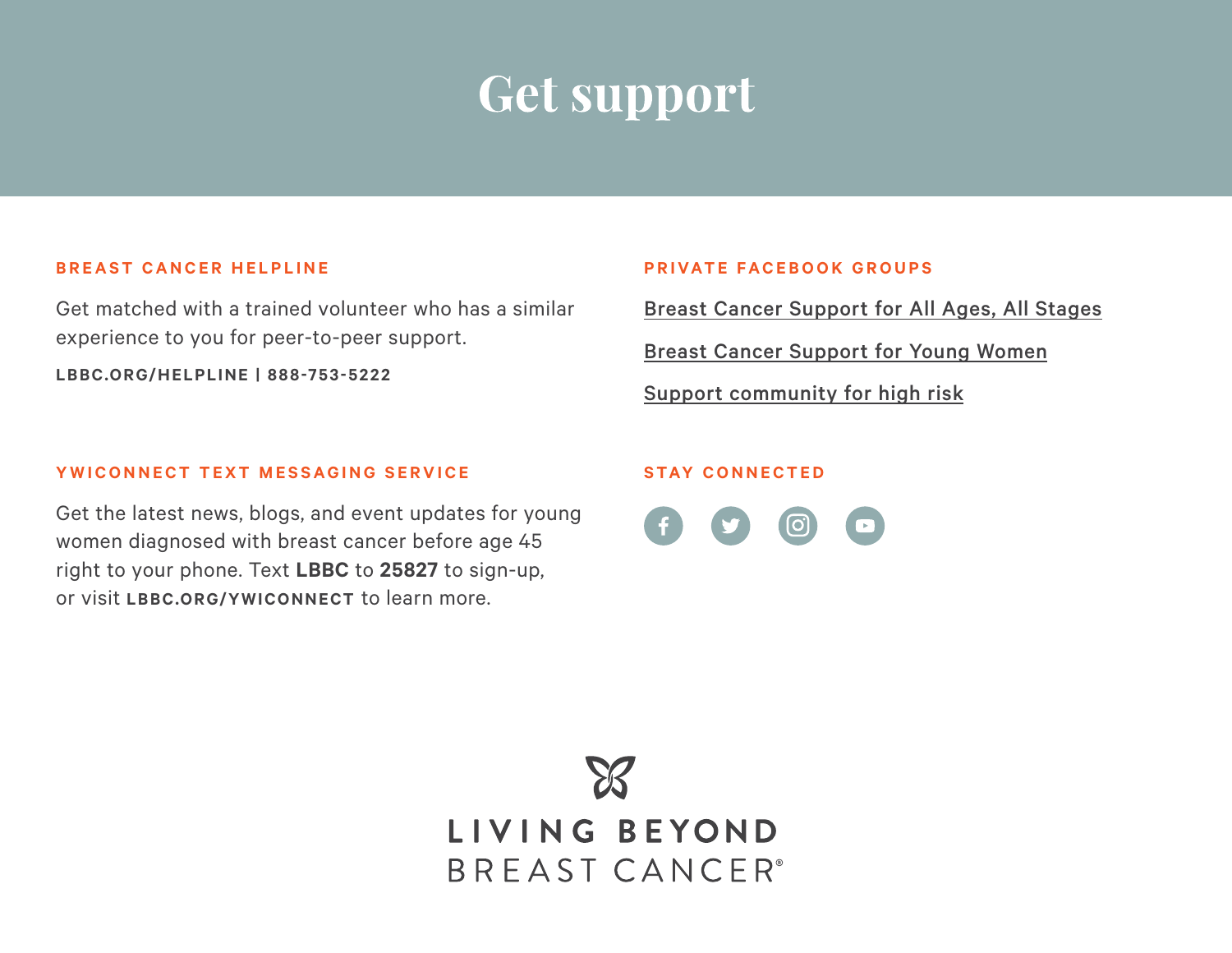# Get support

### BREAST CANCER HELPLINE

Get matched with a trained volunteer who has a similar experience to you for peer-to-peer support.

**LBBC.ORG/HELPLINE | 888-753-5222**

### YWICONNECT TEXT MESSAGING SERVICE

Get the latest news, blogs, and event updates for young women diagnosed with breast cancer before age 45 right to your phone. Text **LBBC** to **25827** to sign-up, or visit **LBBC.ORG/YWICONNECT** to learn more.

### PRIVATE FACEBOOK GROUPS

Breast Cancer Support for All Ages, All Stages

Breast Cancer Support for Young Women

Support community for high risk

### STAY CONNECTED

LIVING BEYOND BREAST CANCER®